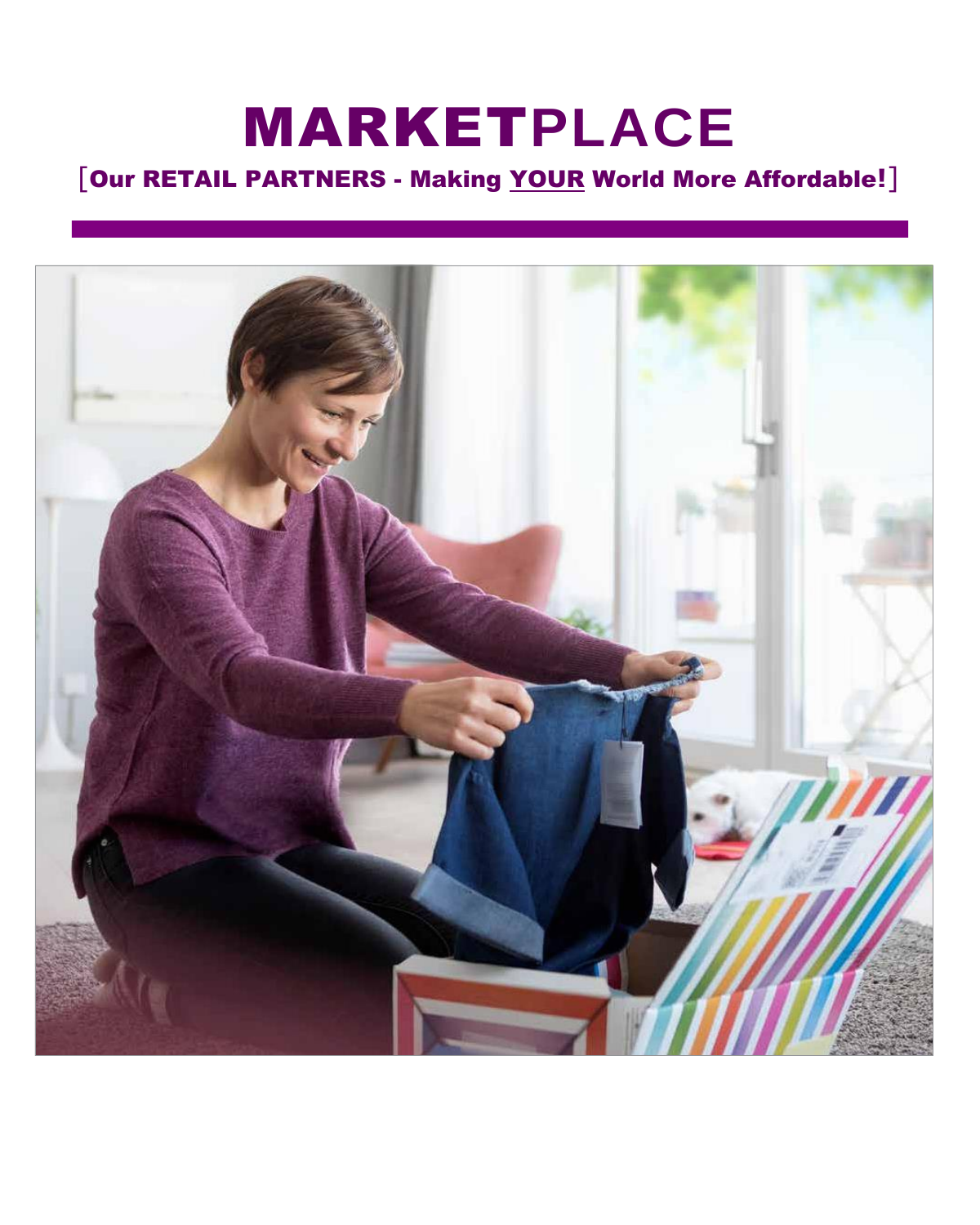# MARKETPLACE

## [Our RETAIL PARTNERS - Making <u>YOUR</u> World More Affordable!]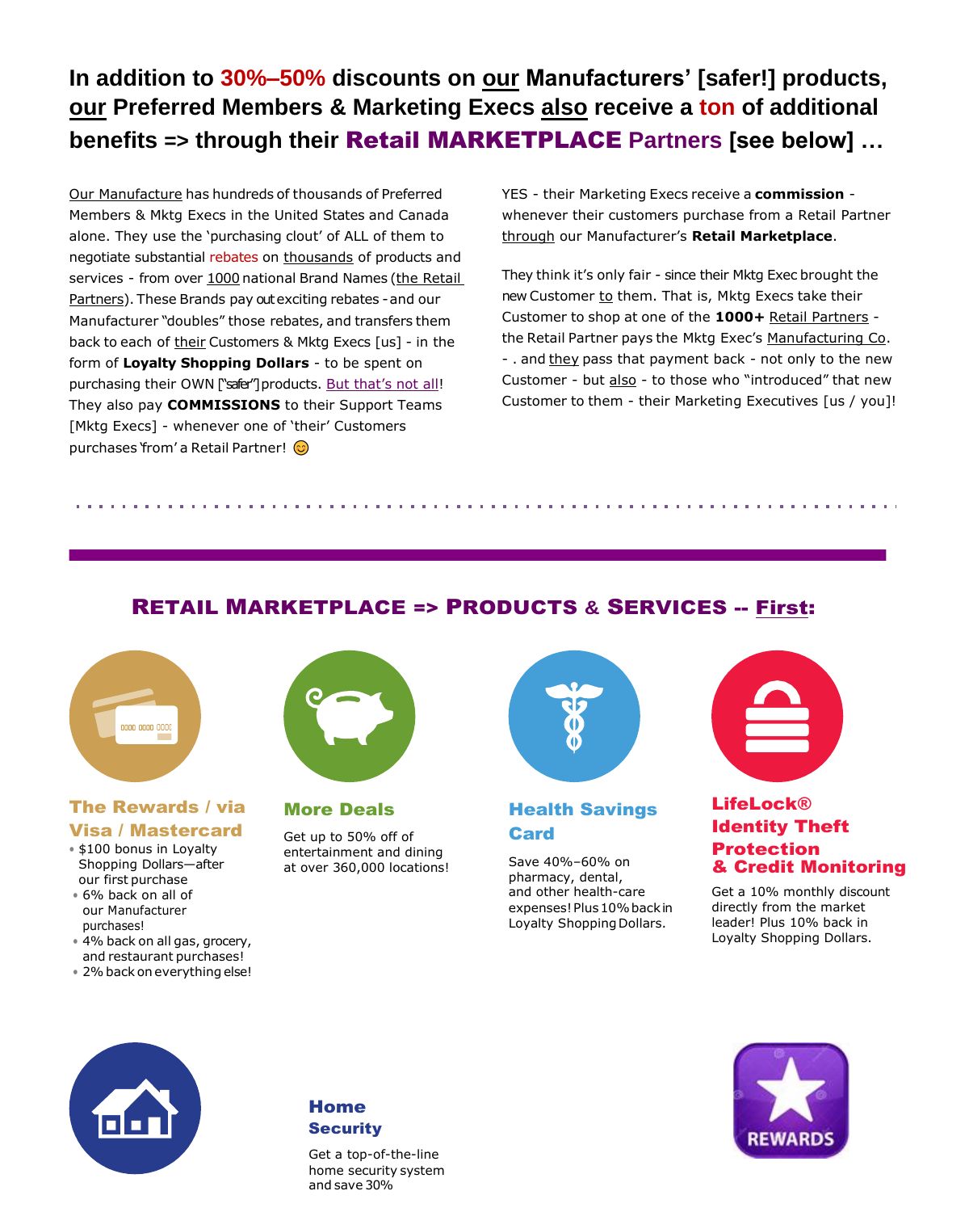# In addition to 30%–50% discounts on our Manufacturers' [safer!] products, our Preferred Members & Marketing Execs also receive a ton of additional benefits => through their Retail MARKETPLACE Partners [see below] …

Our Manufacture has hundreds of thousands of Preferred Members & Mktg Execs in the United States and Canada alone. They use the 'purchasing clout' of ALL of them to negotiate substantial rebates on thousands of products and services - from over 1000 national Brand Names (the Retail Partners). These Brands pay out exciting rebates - and our Manufacturer "doubles" those rebates, and transfers them back to each of their Customers & Mktg Execs [us] - in the form of **Loyalty Shopping Dollars** - to be spent on purchasing their OWN ["safer"] products. But that's not all! They also pay **COMMISSIONS** to their Support Teams [Mktg Execs] - whenever one of 'their' Customers purchases 'from' a Retail Partner! 😊

YES - their Marketing Execs receive a **commission** - whenever their customers purchase from a Retail Partner through our Manufacturer's **Retail Marketplace**.

They think it's only fair - since their Mktg Exec brought the new Customer to them. That is, Mktg Execs take their Customer to shop at one of the **1000+** Retail Partners - the Retail Partner pays the Mktg Exec's Manufacturing Co. - . and they pass that payment back - not only to the new Customer - but also - to those who "introduced" that new Customer to them - their Marketing Executives [us / you]!

## RETAIL MARKETPLACE => PRODUCTS & SERVICES -- First:

### The Rewards / via Visa / Mastercard

- $100 bonus in Loyalty Shopping Dollars—after our first purchase
- 6% back on all of our Manufacturer purchases!
- 4% back on all gas, grocery, and restaurant purchases!
- 2% back on everything else!

### More Deals

Get up to 50% off of entertainment and dining at over 360,000 locations!

### Health Savings Card

Save 40%–60% on pharmacy, dental, and other health-care expenses! Plus 10% back in Loyalty Shopping Dollars.

### LifeLock® Identity Theft Protection & Credit Monitoring

Get a 10% monthly discount directly from the market leader! Plus 10% back in Loyalty Shopping Dollars.

### Home Security

Get a top-of-the-line home security system and save 30%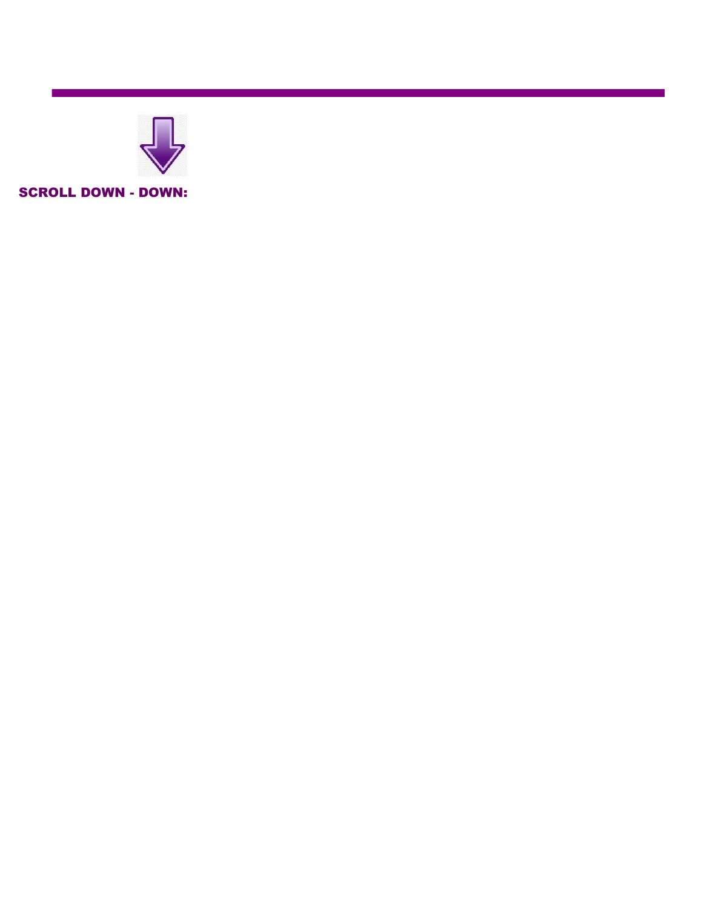**SCROLL DOWN - DOWN:**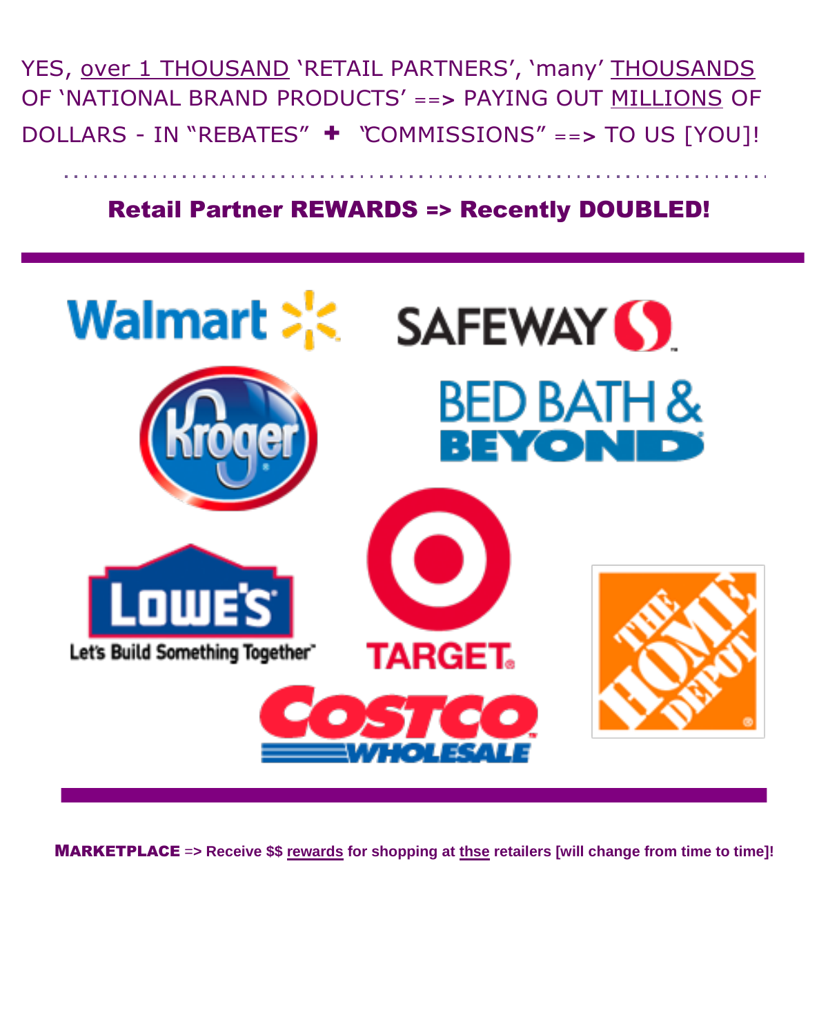YES, over 1 THOUSAND 'RETAIL PARTNERS', 'many' THOUSANDS OF 'NATIONAL BRAND PRODUCTS' ==> PAYING OUT MILLIONS OF DOLLARS - IN "REBATES" ✚ "COMMISSIONS" ==> TO US [YOU]!

## Retail Partner REWARDS => Recently DOUBLED!

Walmart

SAFEWAY

Kroger

BED BATH & BEYOND

LOWE'S
Let's Build Something Together

TARGET

THE HOME DEPOT

COSTCO WHOLESALE

**MARKETPLACE** => **Receive $$ rewards for shopping at thse retailers [will change from time to time]!**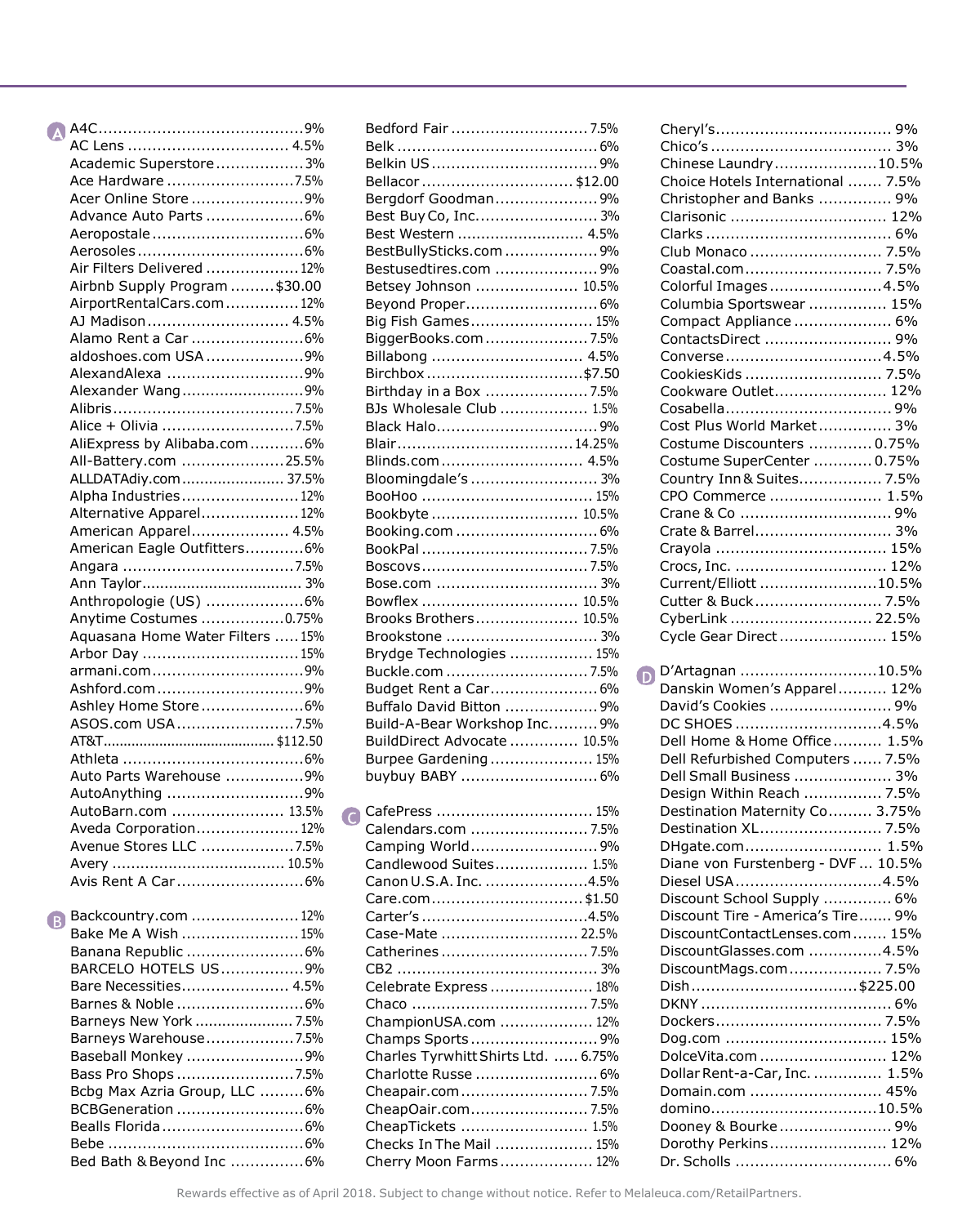## A

- A4C ... 9%
- AC Lens ... 4.5%
- Academic Superstore ... 3%
- Ace Hardware ... 7.5%
- Acer Online Store ... 9%
- Advance Auto Parts ... 6%
- Aeropostale ... 6%
- Aerosoles ... 6%
- Air Filters Delivered ... 12%
- Airbnb Supply Program ... $30.00
- AirportRentalCars.com ... 12%
- AJ Madison ... 4.5%
- Alamo Rent a Car ... 6%
- aldoshoes.com USA ... 9%
- AlexandAlexa ... 9%
- Alexander Wang ... 9%
- Alibris ... 7.5%
- Alice + Olivia ... 7.5%
- AliExpress by Alibaba.com ... 6%
- All-Battery.com ... 25.5%
- ALLDATAdiy.com ... 37.5%
- Alpha Industries ... 12%
- Alternative Apparel ... 12%
- American Apparel ... 4.5%
- American Eagle Outfitters ... 6%
- Angara ... 7.5%
- Ann Taylor ... 3%
- Anthropologie (US) ... 6%
- Anytime Costumes ... 0.75%
- Aquasana Home Water Filters ... 15%
- Arbor Day ... 15%
- armani.com ... 9%
- Ashford.com ... 9%
- Ashley Home Store ... 6%
- ASOS.com USA ... 7.5%
- AT&T ... $112.50
- Athleta ... 6%
- Auto Parts Warehouse ... 9%
- AutoAnything ... 9%
- AutoBarn.com ... 13.5%
- Aveda Corporation ... 12%
- Avenue Stores LLC ... 7.5%
- Avery ... 10.5%
- Avis Rent A Car ... 6%

## B

- Backcountry.com ... 12%
- Bake Me A Wish ... 15%
- Banana Republic ... 6%
- BARCELO HOTELS US ... 9%
- Bare Necessities ... 4.5%
- Barnes & Noble ... 6%
- Barneys New York ... 7.5%
- Barneys Warehouse ... 7.5%
- Baseball Monkey ... 9%
- Bass Pro Shops ... 7.5%
- Bcbg Max Azria Group, LLC ... 6%
- BCBGeneration ... 6%
- Bealls Florida ... 6%
- Bebe ... 6%
- Bed Bath & Beyond Inc ... 6%
- Bedford Fair ... 7.5%
- Belk ... 6%
- Belkin US ... 9%
- Bellacor ... $12.00
- Bergdorf Goodman ... 9%
- Best Buy Co, Inc. ... 3%
- Best Western ... 4.5%
- BestBullySticks.com ... 9%
- Bestusedtires.com ... 9%
- Betsey Johnson ... 10.5%
- Beyond Proper ... 6%
- Big Fish Games ... 15%
- BiggerBooks.com ... 7.5%
- Billabong ... 4.5%
- Birchbox ... $7.50
- Birthday in a Box ... 7.5%
- BJs Wholesale Club ... 1.5%
- Black Halo ... 9%
- Blair ... 14.25%
- Blinds.com ... 4.5%
- Bloomingdale's ... 3%
- BooHoo ... 15%
- Bookbyte ... 10.5%
- Booking.com ... 6%
- BookPal ... 7.5%
- Boscovs ... 7.5%
- Bose.com ... 3%
- Bowflex ... 10.5%
- Brooks Brothers ... 10.5%
- Brookstone ... 3%
- Brydge Technologies ... 15%
- Buckle.com ... 7.5%
- Budget Rent a Car ... 6%
- Buffalo David Bitton ... 9%
- Build-A-Bear Workshop Inc. ... 9%
- BuildDirect Advocate ... 10.5%
- Burpee Gardening ... 15%
- buybuy BABY ... 6%

## C

- CafePress ... 15%
- Calendars.com ... 7.5%
- Camping World ... 9%
- Candlewood Suites ... 1.5%
- Canon U.S.A. Inc. ... 4.5%
- Care.com ... $1.50
- Carter's ... 4.5%
- Case-Mate ... 22.5%
- Catherines ... 7.5%
- CB2 ... 3%
- Celebrate Express ... 18%
- Chaco ... 7.5%
- ChampionUSA.com ... 12%
- Champs Sports ... 9%
- Charles Tyrwhitt Shirts Ltd. ... 6.75%
- Charlotte Russe ... 6%
- Cheapair.com ... 7.5%
- CheapOair.com ... 7.5%
- CheapTickets ... 1.5%
- Checks In The Mail ... 15%
- Cherry Moon Farms ... 12%
- Cheryl's ... 9%
- Chico's ... 3%
- Chinese Laundry ... 10.5%
- Choice Hotels International ... 7.5%
- Christopher and Banks ... 9%
- Clarisonic ... 12%
- Clarks ... 6%
- Club Monaco ... 7.5%
- Coastal.com ... 7.5%
- Colorful Images ... 4.5%
- Columbia Sportswear ... 15%
- Compact Appliance ... 6%
- ContactsDirect ... 9%
- Converse ... 4.5%
- CookiesKids ... 7.5%
- Cookware Outlet ... 12%
- Cosabella ... 9%
- Cost Plus World Market ... 3%
- Costume Discounters ... 0.75%
- Costume SuperCenter ... 0.75%
- Country Inn & Suites ... 7.5%
- CPO Commerce ... 1.5%
- Crane & Co ... 9%
- Crate & Barrel ... 3%
- Crayola ... 15%
- Crocs, Inc. ... 12%
- Current/Elliott ... 10.5%
- Cutter & Buck ... 7.5%
- CyberLink ... 22.5%
- Cycle Gear Direct ... 15%

## D

- D'Artagnan ... 10.5%
- Danskin Women's Apparel ... 12%
- David's Cookies ... 9%
- DC SHOES ... 4.5%
- Dell Home & Home Office ... 1.5%
- Dell Refurbished Computers ... 7.5%
- Dell Small Business ... 3%
- Design Within Reach ... 7.5%
- Destination Maternity Co ... 3.75%
- Destination XL ... 7.5%
- DHgate.com ... 1.5%
- Diane von Furstenberg - DVF ... 10.5%
- Diesel USA ... 4.5%
- Discount School Supply ... 6%
- Discount Tire - America's Tire ... 9%
- DiscountContactLenses.com ... 15%
- DiscountGlasses.com ... 4.5%
- DiscountMags.com ... 7.5%
- Dish ... $225.00
- DKNY ... 6%
- Dockers ... 7.5%
- Dog.com ... 15%
- DolceVita.com ... 12%
- Dollar Rent-a-Car, Inc. ... 1.5%
- Domain.com ... 45%
- domino ... 10.5%
- Dooney & Bourke ... 9%
- Dorothy Perkins ... 12%
- Dr. Scholls ... 6%

Rewards effective as of April 2018. Subject to change without notice. Refer to Melaleuca.com/RetailPartners.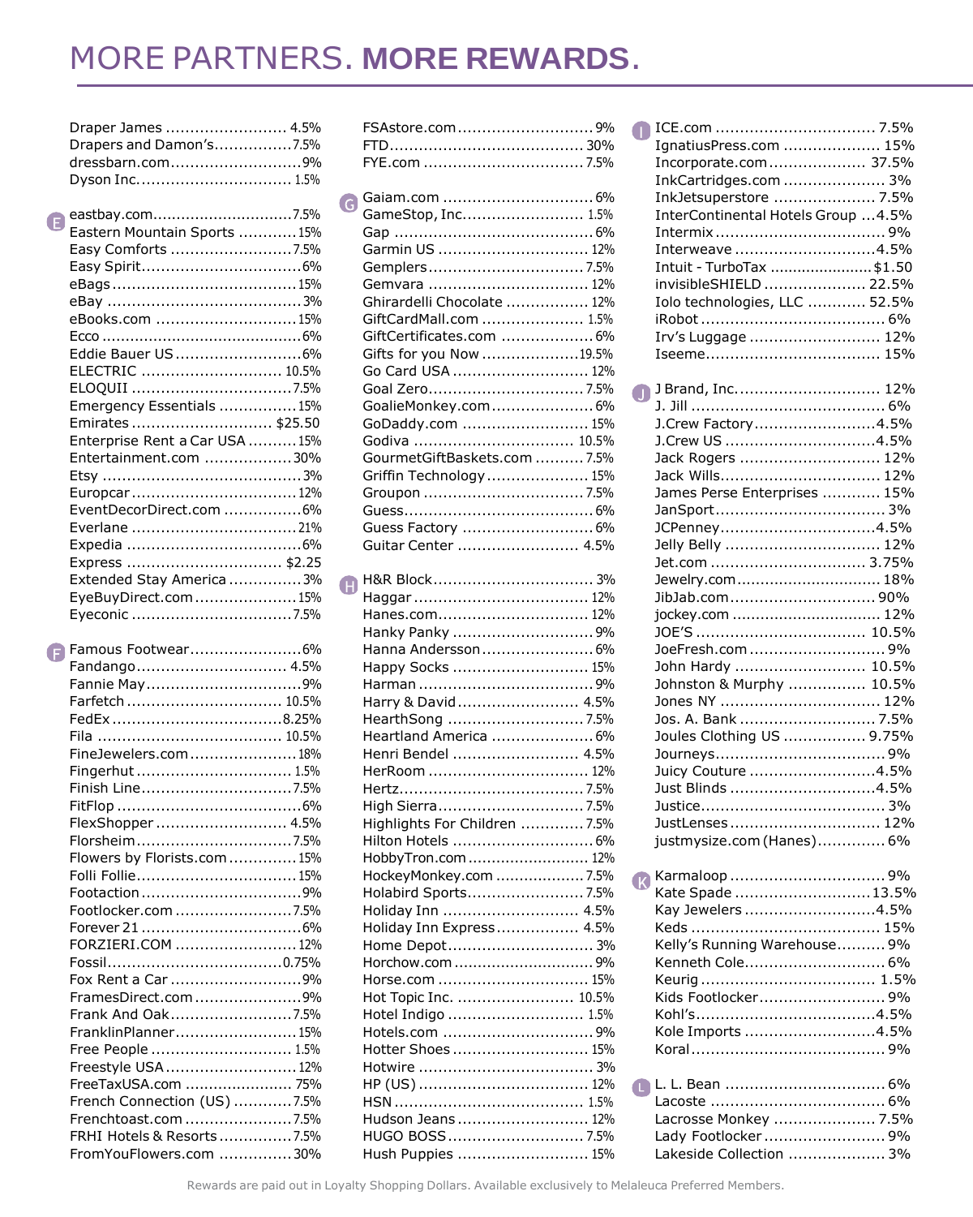# MORE PARTNERS. **MORE REWARDS.**

- Draper James ........ 4.5%
- Drapers and Damon's ........ 7.5%
- dressbarn.com ........ 9%
- Dyson Inc. ........ 1.5%

**E**

- eastbay.com ........ 7.5%
- Eastern Mountain Sports ........ 15%
- Easy Comforts ........ 7.5%
- Easy Spirit ........ 6%
- eBags ........ 15%
- eBay ........ 3%
- eBooks.com ........ 15%
- Ecco ........ 6%
- Eddie Bauer US ........ 6%
- ELECTRIC ........ 10.5%
- ELOQUII ........ 7.5%
- Emergency Essentials ........ 15%
- Emirates ........ $25.50
- Enterprise Rent a Car USA ........ 15%
- Entertainment.com ........ 30%
- Etsy ........ 3%
- Europcar ........ 12%
- EventDecorDirect.com ........ 6%
- Everlane ........ 21%
- Expedia ........ 6%
- Express ........ $2.25
- Extended Stay America ........ 3%
- EyeBuyDirect.com ........ 15%
- Eyeconic ........ 7.5%

**F**

- Famous Footwear ........ 6%
- Fandango ........ 4.5%
- Fannie May ........ 9%
- Farfetch ........ 10.5%
- FedEx ........ 8.25%
- Fila ........ 10.5%
- FineJewelers.com ........ 18%
- Fingerhut ........ 1.5%
- Finish Line ........ 7.5%
- FitFlop ........ 6%
- FlexShopper ........ 4.5%
- Florsheim ........ 7.5%
- Flowers by Florists.com ........ 15%
- Folli Follie ........ 15%
- Footaction ........ 9%
- Footlocker.com ........ 7.5%
- Forever 21 ........ 6%
- FORZIERI.COM ........ 12%
- Fossil ........ 0.75%
- Fox Rent a Car ........ 9%
- FramesDirect.com ........ 9%
- Frank And Oak ........ 7.5%
- FranklinPlanner ........ 15%
- Free People ........ 1.5%
- Freestyle USA ........ 12%
- FreeTaxUSA.com ........ 75%
- French Connection (US) ........ 7.5%
- Frenchtoast.com ........ 7.5%
- FRHI Hotels & Resorts ........ 7.5%
- FromYouFlowers.com ........ 30%
- FSAstore.com ........ 9%
- FTD ........ 30%
- FYE.com ........ 7.5%

**G**

- Gaiam.com ........ 6%
- GameStop, Inc. ........ 1.5%
- Gap ........ 6%
- Garmin US ........ 12%
- Gemplers ........ 7.5%
- Gemvara ........ 12%
- Ghirardelli Chocolate ........ 12%
- GiftCardMall.com ........ 1.5%
- GiftCertificates.com ........ 6%
- Gifts for you Now ........ 19.5%
- Go Card USA ........ 12%
- Goal Zero ........ 7.5%
- GoalieMonkey.com ........ 6%
- GoDaddy.com ........ 15%
- Godiva ........ 10.5%
- GourmetGiftBaskets.com ........ 7.5%
- Griffin Technology ........ 15%
- Groupon ........ 7.5%
- Guess ........ 6%
- Guess Factory ........ 6%
- Guitar Center ........ 4.5%

**H**

- H&R Block ........ 3%
- Haggar ........ 12%
- Hanes.com ........ 12%
- Hanky Panky ........ 9%
- Hanna Andersson ........ 6%
- Happy Socks ........ 15%
- Harman ........ 9%
- Harry & David ........ 4.5%
- HearthSong ........ 7.5%
- Heartland America ........ 6%
- Henri Bendel ........ 4.5%
- HerRoom ........ 12%
- Hertz ........ 7.5%
- High Sierra ........ 7.5%
- Highlights For Children ........ 7.5%
- Hilton Hotels ........ 6%
- HobbyTron.com ........ 12%
- HockeyMonkey.com ........ 7.5%
- Holabird Sports ........ 7.5%
- Holiday Inn ........ 4.5%
- Holiday Inn Express ........ 4.5%
- Home Depot ........ 3%
- Horchow.com ........ 9%
- Horse.com ........ 15%
- Hot Topic Inc. ........ 10.5%
- Hotel Indigo ........ 1.5%
- Hotels.com ........ 9%
- Hotter Shoes ........ 15%
- Hotwire ........ 3%
- HP (US) ........ 12%
- HSN ........ 1.5%
- Hudson Jeans ........ 12%
- HUGO BOSS ........ 7.5%
- Hush Puppies ........ 15%

**I**

- ICE.com ........ 7.5%
- IgnatiusPress.com ........ 15%
- Incorporate.com ........ 37.5%
- InkCartridges.com ........ 3%
- InkJetsuperstore ........ 7.5%
- InterContinental Hotels Group ........ 4.5%
- Intermix ........ 9%
- Interweave ........ 4.5%
- Intuit - TurboTax ........ $1.50
- invisibleSHIELD ........ 22.5%
- Iolo technologies, LLC ........ 52.5%
- iRobot ........ 6%
- Irv's Luggage ........ 12%
- Iseeme ........ 15%

**J**

- J Brand, Inc. ........ 12%
- J. Jill ........ 6%
- J.Crew Factory ........ 4.5%
- J.Crew US ........ 4.5%
- Jack Rogers ........ 12%
- Jack Wills ........ 12%
- James Perse Enterprises ........ 15%
- JanSport ........ 3%
- JCPenney ........ 4.5%
- Jelly Belly ........ 12%
- Jet.com ........ 3.75%
- Jewelry.com ........ 18%
- JibJab.com ........ 90%
- jockey.com ........ 12%
- JOE'S ........ 10.5%
- JoeFresh.com ........ 9%
- John Hardy ........ 10.5%
- Johnston & Murphy ........ 10.5%
- Jones NY ........ 12%
- Jos. A. Bank ........ 7.5%
- Joules Clothing US ........ 9.75%
- Journeys ........ 9%
- Juicy Couture ........ 4.5%
- Just Blinds ........ 4.5%
- Justice ........ 3%
- JustLenses ........ 12%
- justmysize.com (Hanes) ........ 6%

**K**

- Karmaloop ........ 9%
- Kate Spade ........ 13.5%
- Kay Jewelers ........ 4.5%
- Keds ........ 15%
- Kelly's Running Warehouse ........ 9%
- Kenneth Cole ........ 6%
- Keurig ........ 1.5%
- Kids Footlocker ........ 9%
- Kohl's ........ 4.5%
- Kole Imports ........ 4.5%
- Koral ........ 9%

**L**

- L. L. Bean ........ 6%
- Lacoste ........ 6%
- Lacrosse Monkey ........ 7.5%
- Lady Footlocker ........ 9%
- Lakeside Collection ........ 3%

Rewards are paid out in Loyalty Shopping Dollars. Available exclusively to Melaleuca Preferred Members.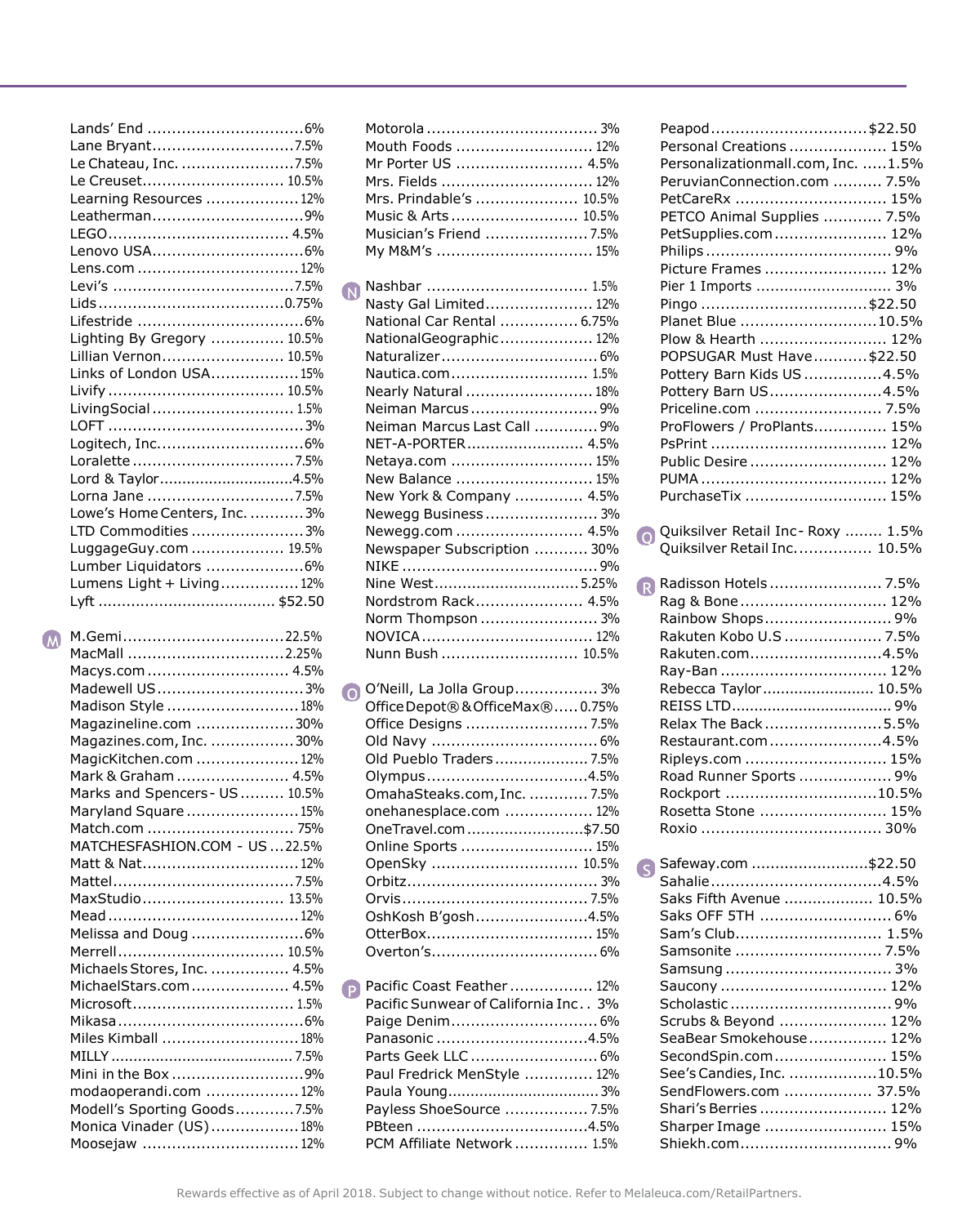Lands' End ................................ 6%
Lane Bryant ................................ 7.5%
Le Chateau, Inc. ................................ 7.5%
Le Creuset ................................ 10.5%
Learning Resources ................................ 12%
Leatherman ................................ 9%
LEGO ................................ 4.5%
Lenovo USA ................................ 6%
Lens.com ................................ 12%
Levi's ................................ 7.5%
Lids ................................ 0.75%
Lifestride ................................ 6%
Lighting By Gregory ................................ 10.5%
Lillian Vernon ................................ 10.5%
Links of London USA ................................ 15%
Livify ................................ 10.5%
LivingSocial ................................ 1.5%
LOFT ................................ 3%
Logitech, Inc. ................................ 6%
Loralette ................................ 7.5%
Lord & Taylor ................................ 4.5%
Lorna Jane ................................ 7.5%
Lowe's Home Centers, Inc. ................................ 3%
LTD Commodities ................................ 3%
LuggageGuy.com ................................ 19.5%
Lumber Liquidators ................................ 6%
Lumens Light + Living ................................ 12%
Lyft ................................ $52.50

## M

M.Gemi ................................ 22.5%
MacMall ................................ 2.25%
Macys.com ................................ 4.5%
Madewell US ................................ 3%
Madison Style ................................ 18%
Magazineline.com ................................ 30%
Magazines.com, Inc. ................................ 30%
MagicKitchen.com ................................ 12%
Mark & Graham ................................ 4.5%
Marks and Spencers - US ................................ 10.5%
Maryland Square ................................ 15%
Match.com ................................ 75%
MATCHESFASHION.COM - US ................................ 22.5%
Matt & Nat ................................ 12%
Mattel ................................ 7.5%
MaxStudio ................................ 13.5%
Mead ................................ 12%
Melissa and Doug ................................ 6%
Merrell ................................ 10.5%
Michaels Stores, Inc. ................................ 4.5%
MichaelStars.com ................................ 4.5%
Microsoft ................................ 1.5%
Mikasa ................................ 6%
Miles Kimball ................................ 18%
MILLY ................................ 7.5%
Mini in the Box ................................ 9%
modaoperandi.com ................................ 12%
Modell's Sporting Goods ................................ 7.5%
Monica Vinader (US) ................................ 18%
Moosejaw ................................ 12%
Motorola ................................ 3%
Mouth Foods ................................ 12%
Mr Porter US ................................ 4.5%
Mrs. Fields ................................ 12%
Mrs. Prindable's ................................ 10.5%
Music & Arts ................................ 10.5%
Musician's Friend ................................ 7.5%
My M&M's ................................ 15%

## N

Nashbar ................................ 1.5%
Nasty Gal Limited ................................ 12%
National Car Rental ................................ 6.75%
NationalGeographic ................................ 12%
Naturalizer ................................ 6%
Nautica.com ................................ 1.5%
Nearly Natural ................................ 18%
Neiman Marcus ................................ 9%
Neiman Marcus Last Call ................................ 9%
NET-A-PORTER ................................ 4.5%
Netaya.com ................................ 15%
New Balance ................................ 15%
New York & Company ................................ 4.5%
Newegg Business ................................ 3%
Newegg.com ................................ 4.5%
Newspaper Subscription ................................ 30%
NIKE ................................ 9%
Nine West ................................ 5.25%
Nordstrom Rack ................................ 4.5%
Norm Thompson ................................ 3%
NOVICA ................................ 12%
Nunn Bush ................................ 10.5%

## O

O'Neill, La Jolla Group ................................ 3%
Office Depot® & OfficeMax® ................................ 0.75%
Office Designs ................................ 7.5%
Old Navy ................................ 6%
Old Pueblo Traders ................................ 7.5%
Olympus ................................ 4.5%
OmahaSteaks.com, Inc. ................................ 7.5%
onehanesplace.com ................................ 12%
OneTravel.com ................................ $7.50
Online Sports ................................ 15%
OpenSky ................................ 10.5%
Orbitz ................................ 3%
Orvis ................................ 7.5%
OshKosh B'gosh ................................ 4.5%
OtterBox ................................ 15%
Overton's ................................ 6%

## P

Pacific Coast Feather ................................ 12%
Pacific Sunwear of California Inc. . 3%
Paige Denim ................................ 6%
Panasonic ................................ 4.5%
Parts Geek LLC ................................ 6%
Paul Fredrick MenStyle ................................ 12%
Paula Young ................................ 3%
Payless ShoeSource ................................ 7.5%
PBteen ................................ 4.5%
PCM Affiliate Network ................................ 1.5%
Peapod ................................ $22.50
Personal Creations ................................ 15%
Personalizationmall.com, Inc. ................................ 1.5%
PeruvianConnection.com ................................ 7.5%
PetCareRx ................................ 15%
PETCO Animal Supplies ................................ 7.5%
PetSupplies.com ................................ 12%
Philips ................................ 9%
Picture Frames ................................ 12%
Pier 1 Imports ................................ 3%
Pingo ................................ $22.50
Planet Blue ................................ 10.5%
Plow & Hearth ................................ 12%
POPSUGAR Must Have ................................ $22.50
Pottery Barn Kids US ................................ 4.5%
Pottery Barn US ................................ 4.5%
Priceline.com ................................ 7.5%
ProFlowers / ProPlants ................................ 15%
PsPrint ................................ 12%
Public Desire ................................ 12%
PUMA ................................ 12%
PurchaseTix ................................ 15%

## Q

Quiksilver Retail Inc - Roxy ................................ 1.5%
Quiksilver Retail Inc. ................................ 10.5%

## R

Radisson Hotels ................................ 7.5%
Rag & Bone ................................ 12%
Rainbow Shops ................................ 9%
Rakuten Kobo U.S ................................ 7.5%
Rakuten.com ................................ 4.5%
Ray-Ban ................................ 12%
Rebecca Taylor ................................ 10.5%
REISS LTD ................................ 9%
Relax The Back ................................ 5.5%
Restaurant.com ................................ 4.5%
Ripleys.com ................................ 15%
Road Runner Sports ................................ 9%
Rockport ................................ 10.5%
Rosetta Stone ................................ 15%
Roxio ................................ 30%

## S

Safeway.com ................................ $22.50
Sahalie ................................ 4.5%
Saks Fifth Avenue ................................ 10.5%
Saks OFF 5TH ................................ 6%
Sam's Club ................................ 1.5%
Samsonite ................................ 7.5%
Samsung ................................ 3%
Saucony ................................ 12%
Scholastic ................................ 9%
Scrubs & Beyond ................................ 12%
SeaBear Smokehouse ................................ 12%
SecondSpin.com ................................ 15%
See's Candies, Inc. ................................ 10.5%
SendFlowers.com ................................ 37.5%
Shari's Berries ................................ 12%
Sharper Image ................................ 15%
Shiekh.com ................................ 9%

Rewards effective as of April 2018. Subject to change without notice. Refer to Melaleuca.com/RetailPartners.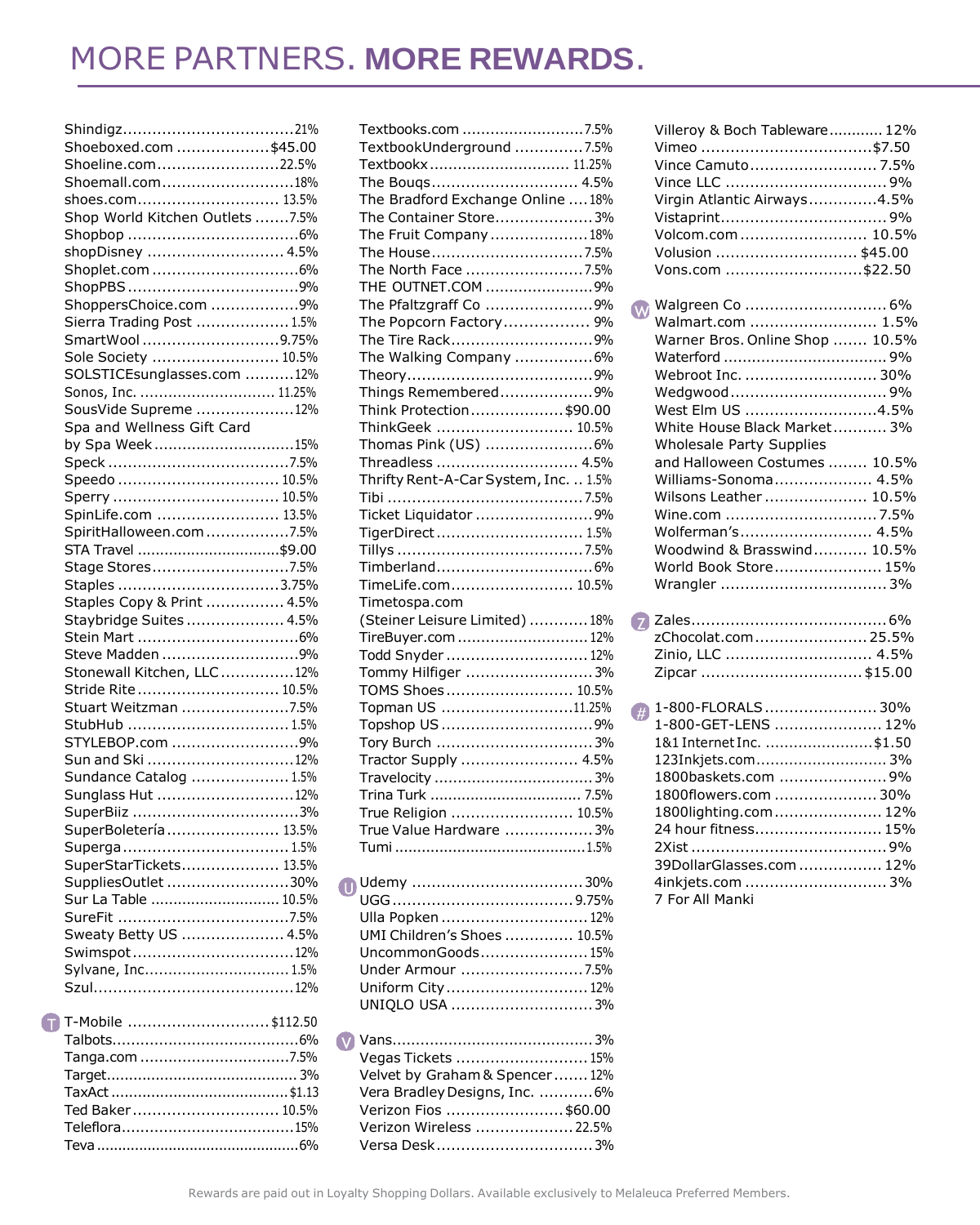# MORE PARTNERS. **MORE REWARDS.**

Shindigz...21%
Shoeboxed.com...$45.00
Shoeline.com...22.5%
Shoemall.com...18%
shoes.com...13.5%
Shop World Kitchen Outlets...7.5%
Shopbop...6%
shopDisney...4.5%
Shoplet.com...6%
ShopPBS...9%
ShoppersChoice.com...9%
Sierra Trading Post...1.5%
SmartWool...9.75%
Sole Society...10.5%
SOLSTICEsunglasses.com...12%
Sonos, Inc....11.25%
SousVide Supreme...12%
Spa and Wellness Gift Card by Spa Week...15%
Speck...7.5%
Speedo...10.5%
Sperry...10.5%
SpinLife.com...13.5%
SpiritHalloween.com...7.5%
STA Travel...$9.00
Stage Stores...7.5%
Staples...3.75%
Staples Copy & Print...4.5%
Staybridge Suites...4.5%
Stein Mart...6%
Steve Madden...9%
Stonewall Kitchen, LLC...12%
Stride Rite...10.5%
Stuart Weitzman...7.5%
StubHub...1.5%
STYLEBOP.com...9%
Sun and Ski...12%
Sundance Catalog...1.5%
Sunglass Hut...12%
SuperBiiz...3%
SuperBoletería...13.5%
Superga...1.5%
SuperStarTickets...13.5%
SuppliesOutlet...30%
Sur La Table...10.5%
SureFit...7.5%
Sweaty Betty US...4.5%
Swimspot...12%
Sylvane, Inc...1.5%
Szul...12%

## T

T-Mobile...$112.50
Talbots...6%
Tanga.com...7.5%
Target...3%
TaxAct...$1.13
Ted Baker...10.5%
Teleflora...15%
Teva...6%
Textbooks.com...7.5%
TextbookUnderground...7.5%
Textbookx...11.25%
The Bouqs...4.5%
The Bradford Exchange Online...18%
The Container Store...3%
The Fruit Company...18%
The House...7.5%
The North Face...7.5%
THE OUTNET.COM...9%
The Pfaltzgraff Co...9%
The Popcorn Factory...9%
The Tire Rack...9%
The Walking Company...6%
Theory...9%
Things Remembered...9%
Think Protection...$90.00
ThinkGeek...10.5%
Thomas Pink (US)...6%
Threadless...4.5%
Thrifty Rent-A-Car System, Inc....1.5%
Tibi...7.5%
Ticket Liquidator...9%
TigerDirect...1.5%
Tillys...7.5%
Timberland...6%
TimeLife.com...10.5%
Timetospa.com (Steiner Leisure Limited)...18%
TireBuyer.com...12%
Todd Snyder...12%
Tommy Hilfiger...3%
TOMS Shoes...10.5%
Topman US...11.25%
Topshop US...9%
Tory Burch...3%
Tractor Supply...4.5%
Travelocity...3%
Trina Turk...7.5%
True Religion...10.5%
True Value Hardware...3%
Tumi...1.5%

## U

Udemy...30%
UGG...9.75%
Ulla Popken...12%
UMI Children's Shoes...10.5%
UncommonGoods...15%
Under Armour...7.5%
Uniform City...12%
UNIQLO USA...3%

## V

Vans...3%
Vegas Tickets...15%
Velvet by Graham & Spencer...12%
Vera Bradley Designs, Inc....6%
Verizon Fios...$60.00
Verizon Wireless...22.5%
Versa Desk...3%
Villeroy & Boch Tableware...12%
Vimeo...$7.50
Vince Camuto...7.5%
Vince LLC...9%
Virgin Atlantic Airways...4.5%
Vistaprint...9%
Volcom.com...10.5%
Volusion...$45.00
Vons.com...$22.50

## W

Walgreen Co...6%
Walmart.com...1.5%
Warner Bros. Online Shop...10.5%
Waterford...9%
Webroot Inc....30%
Wedgwood...9%
West Elm US...4.5%
White House Black Market...3%
Wholesale Party Supplies and Halloween Costumes...10.5%
Williams-Sonoma...4.5%
Wilsons Leather...10.5%
Wine.com...7.5%
Wolferman's...4.5%
Woodwind & Brasswind...10.5%
World Book Store...15%
Wrangler...3%

## Z

Zales...6%
zChocolat.com...25.5%
Zinio, LLC...4.5%
Zipcar...$15.00

## #

1-800-FLORALS...30%
1-800-GET-LENS...12%
1&1 Internet Inc....$1.50
123Inkjets.com...3%
1800baskets.com...9%
1800flowers.com...30%
1800lighting.com...12%
24 hour fitness...15%
2Xist...9%
39DollarGlasses.com...12%
4inkjets.com...3%
7 For All Manki

Rewards are paid out in Loyalty Shopping Dollars. Available exclusively to Melaleuca Preferred Members.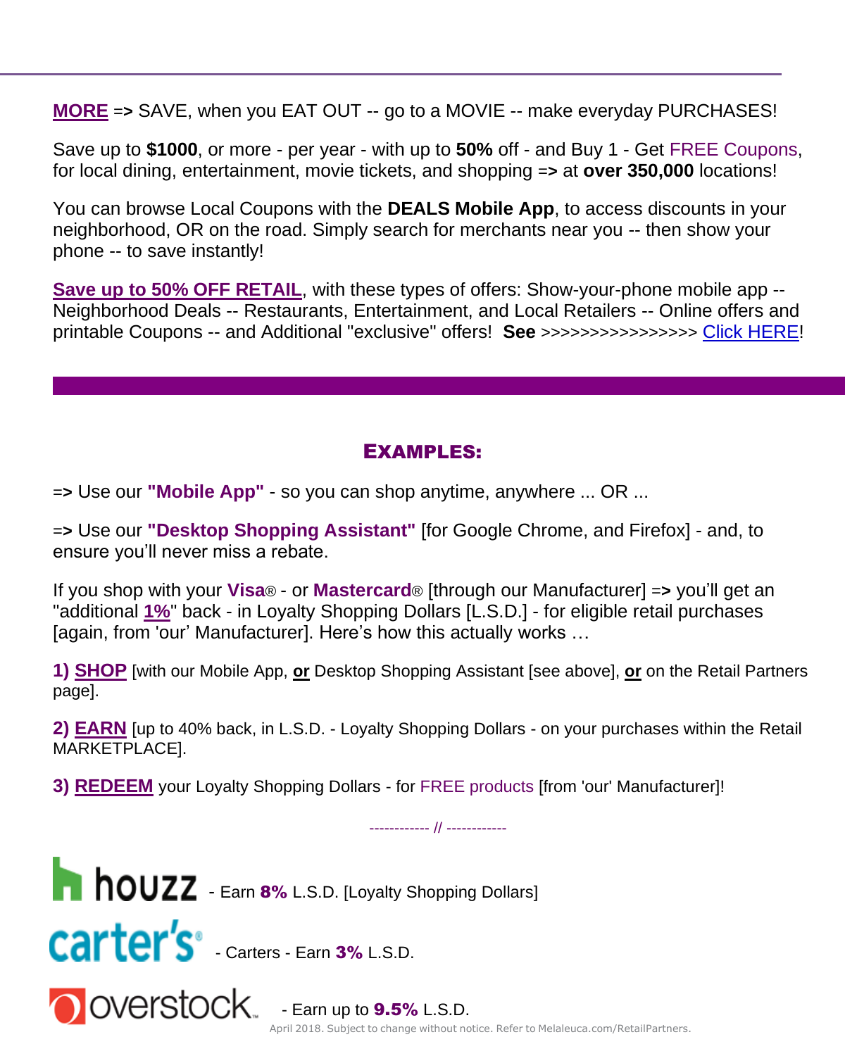**MORE** => SAVE, when you EAT OUT -- go to a MOVIE -- make everyday PURCHASES!

Save up to **$1000**, or more - per year - with up to **50%** off - and Buy 1 - Get FREE Coupons, for local dining, entertainment, movie tickets, and shopping => at **over 350,000** locations!

You can browse Local Coupons with the **DEALS Mobile App**, to access discounts in your neighborhood, OR on the road. Simply search for merchants near you -- then show your phone -- to save instantly!

**Save up to 50% OFF RETAIL**, with these types of offers: Show-your-phone mobile app -- Neighborhood Deals -- Restaurants, Entertainment, and Local Retailers -- Online offers and printable Coupons -- and Additional "exclusive" offers! **See** >>>>>>>>>>>>>>>>> Click HERE!

---

## EXAMPLES:

=> Use our **"Mobile App"** - so you can shop anytime, anywhere ... OR ...

=> Use our **"Desktop Shopping Assistant"** [for Google Chrome, and Firefox] - and, to ensure you'll never miss a rebate.

If you shop with your **Visa**® - or **Mastercard**® [through our Manufacturer] => you'll get an "additional **1%**" back - in Loyalty Shopping Dollars [L.S.D.] - for eligible retail purchases [again, from 'our' Manufacturer]. Here's how this actually works …

**1) SHOP** [with our Mobile App, **or** Desktop Shopping Assistant [see above], **or** on the Retail Partners page].

**2) EARN** [up to 40% back, in L.S.D. - Loyalty Shopping Dollars - on your purchases within the Retail MARKETPLACE].

**3) REDEEM** your Loyalty Shopping Dollars - for FREE products [from 'our' Manufacturer]!

------------ // ------------

houzz - Earn **8%** L.S.D. [Loyalty Shopping Dollars]

carter's - Carters - Earn **3%** L.S.D.

overstock - Earn up to **9.5%** L.S.D.

April 2018. Subject to change without notice. Refer to Melaleuca.com/RetailPartners.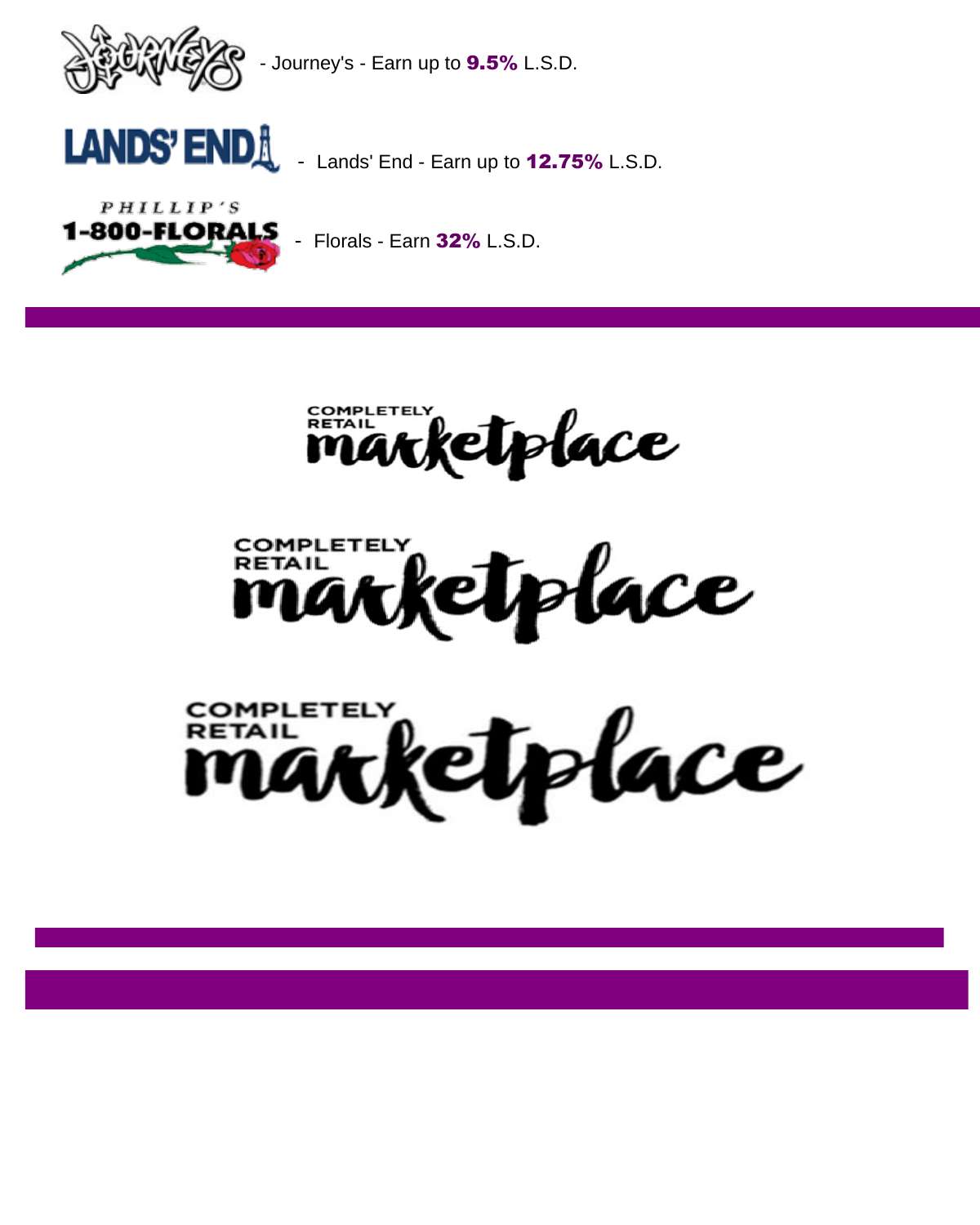- Journey's - Earn up to **9.5%** L.S.D.

- Lands' End - Earn up to **12.75%** L.S.D.

- Florals - Earn **32%** L.S.D.